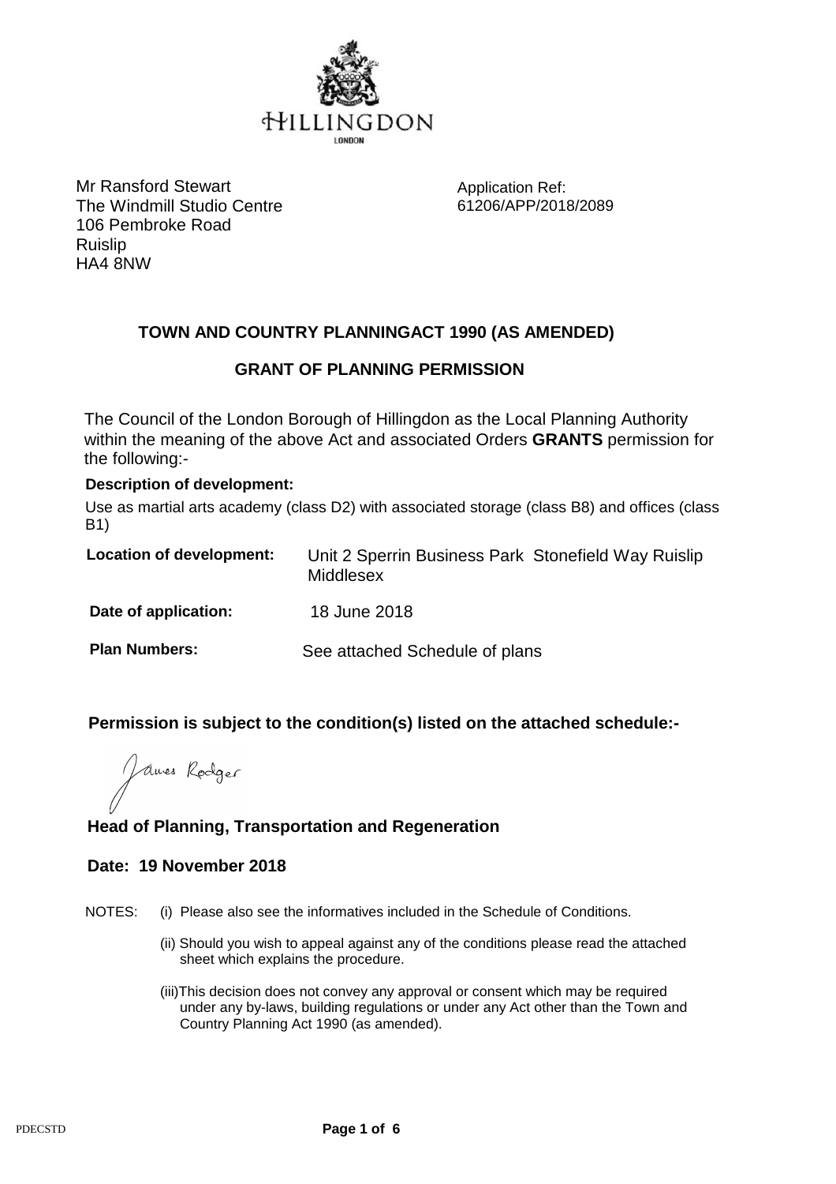HILLINGDON
LONDON

Mr Ransford Stewart
The Windmill Studio Centre
106 Pembroke Road
Ruislip
HA4 8NW

Application Ref:
61206/APP/2018/2089

## TOWN AND COUNTRY PLANNINGACT 1990 (AS AMENDED)

## GRANT OF PLANNING PERMISSION

The Council of the London Borough of Hillingdon as the Local Planning Authority within the meaning of the above Act and associated Orders **GRANTS** permission for the following:-

**Description of development:**

Use as martial arts academy (class D2) with associated storage (class B8) and offices (class B1)

**Location of development:** Unit 2 Sperrin Business Park Stonefield Way Ruislip Middlesex

**Date of application:** 18 June 2018

**Plan Numbers:** See attached Schedule of plans

**Permission is subject to the condition(s) listed on the attached schedule:-**

James Rodger

**Head of Planning, Transportation and Regeneration**

**Date: 19 November 2018**

NOTES:
(i) Please also see the informatives included in the Schedule of Conditions.

(ii) Should you wish to appeal against any of the conditions please read the attached sheet which explains the procedure.

(iii)This decision does not convey any approval or consent which may be required under any by-laws, building regulations or under any Act other than the Town and Country Planning Act 1990 (as amended).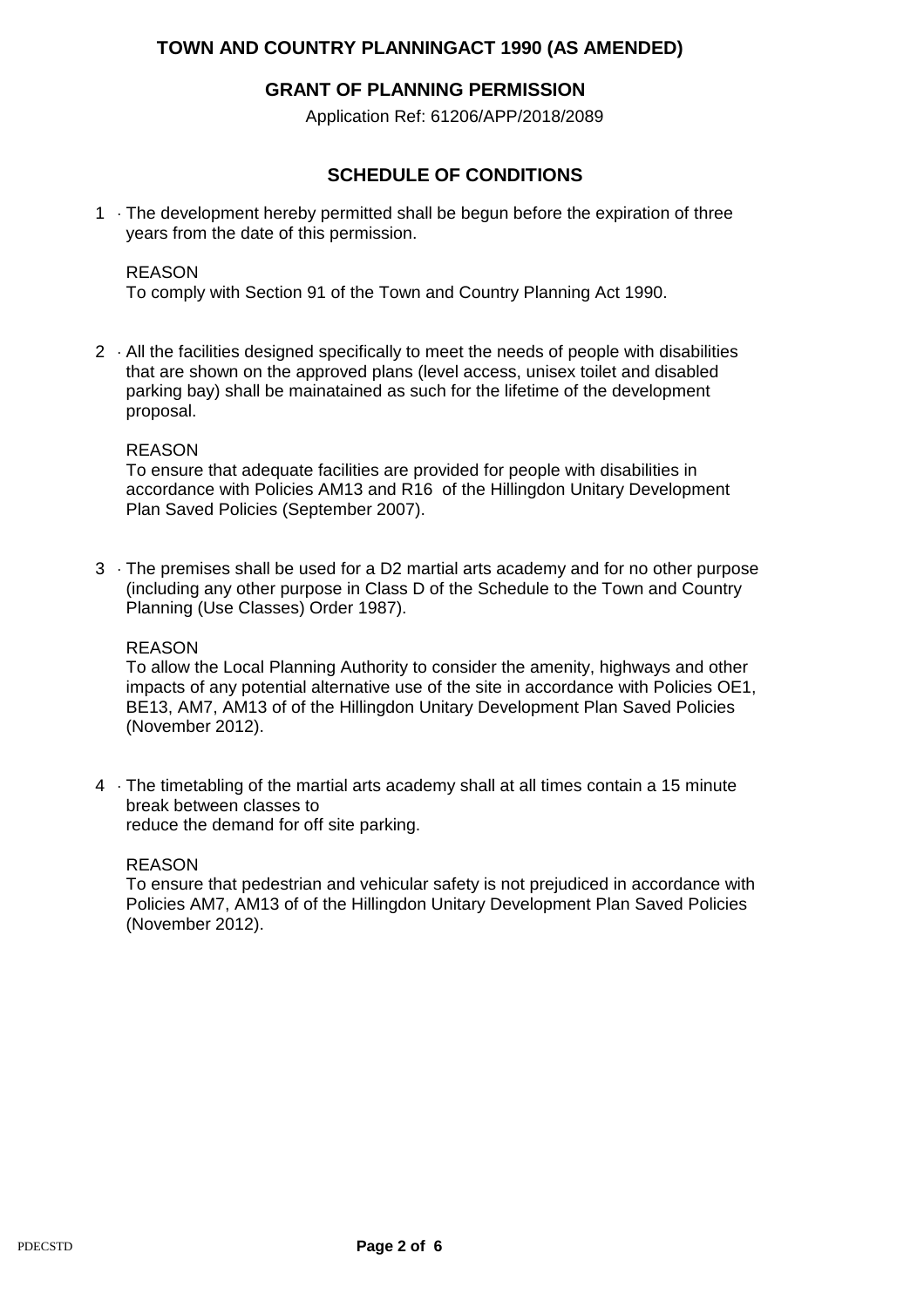**TOWN AND COUNTRY PLANNINGACT 1990 (AS AMENDED)**

**GRANT OF PLANNING PERMISSION**

Application Ref: 61206/APP/2018/2089

## SCHEDULE OF CONDITIONS

1 · The development hereby permitted shall be begun before the expiration of three years from the date of this permission.

REASON
To comply with Section 91 of the Town and Country Planning Act 1990.

2 · All the facilities designed specifically to meet the needs of people with disabilities that are shown on the approved plans (level access, unisex toilet and disabled parking bay) shall be mainatained as such for the lifetime of the development proposal.

REASON
To ensure that adequate facilities are provided for people with disabilities in accordance with Policies AM13 and R16 of the Hillingdon Unitary Development Plan Saved Policies (September 2007).

3 · The premises shall be used for a D2 martial arts academy and for no other purpose (including any other purpose in Class D of the Schedule to the Town and Country Planning (Use Classes) Order 1987).

REASON
To allow the Local Planning Authority to consider the amenity, highways and other impacts of any potential alternative use of the site in accordance with Policies OE1, BE13, AM7, AM13 of of the Hillingdon Unitary Development Plan Saved Policies (November 2012).

4 · The timetabling of the martial arts academy shall at all times contain a 15 minute break between classes to
reduce the demand for off site parking.

REASON
To ensure that pedestrian and vehicular safety is not prejudiced in accordance with Policies AM7, AM13 of of the Hillingdon Unitary Development Plan Saved Policies (November 2012).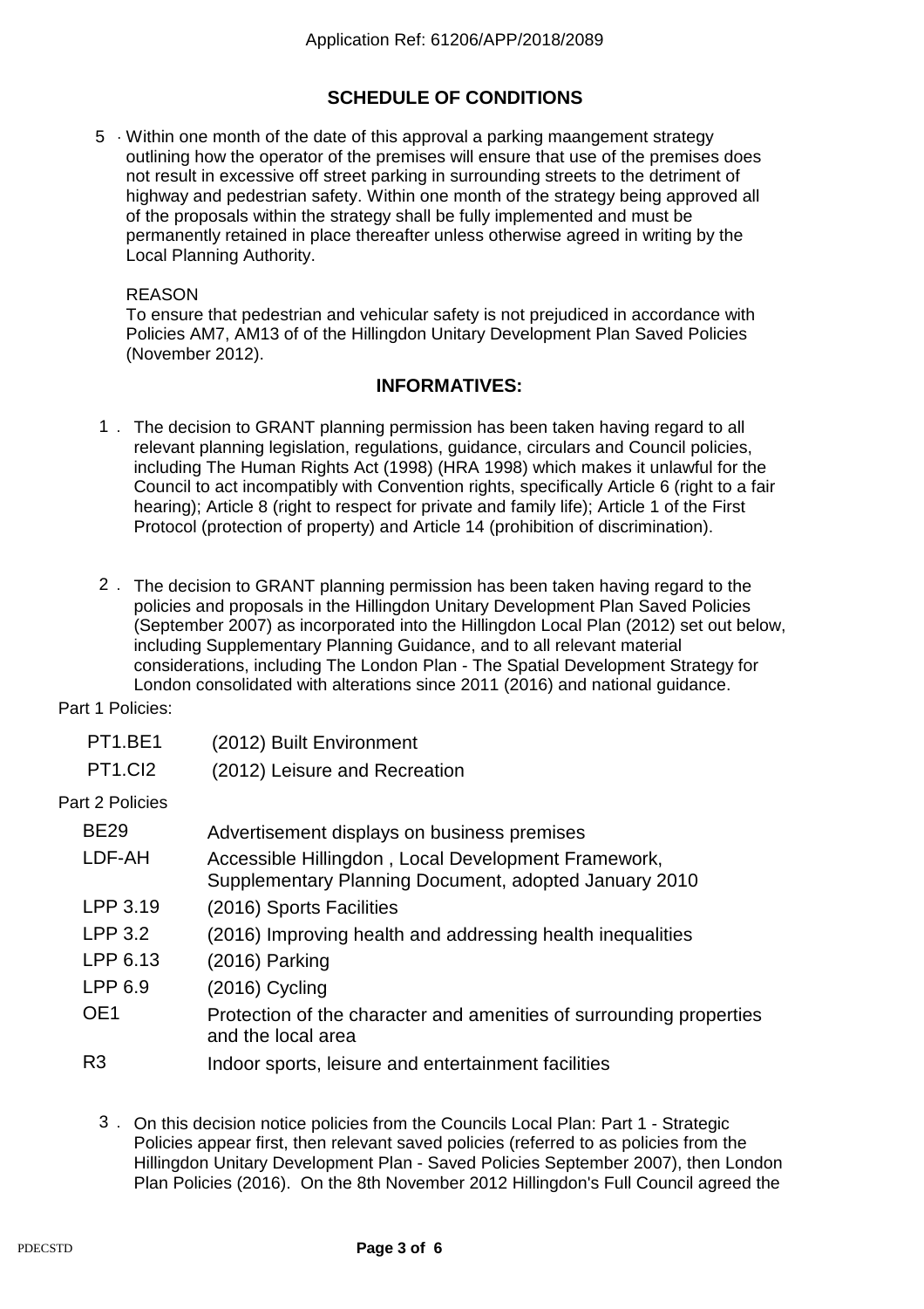Application Ref: 61206/APP/2018/2089

## SCHEDULE OF CONDITIONS

5. Within one month of the date of this approval a parking maangement strategy outlining how the operator of the premises will ensure that use of the premises does not result in excessive off street parking in surrounding streets to the detriment of highway and pedestrian safety. Within one month of the strategy being approved all of the proposals within the strategy shall be fully implemented and must be permanently retained in place thereafter unless otherwise agreed in writing by the Local Planning Authority.

   REASON
   To ensure that pedestrian and vehicular safety is not prejudiced in accordance with Policies AM7, AM13 of of the Hillingdon Unitary Development Plan Saved Policies (November 2012).

## INFORMATIVES:

1. The decision to GRANT planning permission has been taken having regard to all relevant planning legislation, regulations, guidance, circulars and Council policies, including The Human Rights Act (1998) (HRA 1998) which makes it unlawful for the Council to act incompatibly with Convention rights, specifically Article 6 (right to a fair hearing); Article 8 (right to respect for private and family life); Article 1 of the First Protocol (protection of property) and Article 14 (prohibition of discrimination).

2. The decision to GRANT planning permission has been taken having regard to the policies and proposals in the Hillingdon Unitary Development Plan Saved Policies (September 2007) as incorporated into the Hillingdon Local Plan (2012) set out below, including Supplementary Planning Guidance, and to all relevant material considerations, including The London Plan - The Spatial Development Strategy for London consolidated with alterations since 2011 (2016) and national guidance.

Part 1 Policies:

| | |
|---|---|
| PT1.BE1 | (2012) Built Environment |
| PT1.CI2 | (2012) Leisure and Recreation |

Part 2 Policies

| | |
|---|---|
| BE29 | Advertisement displays on business premises |
| LDF-AH | Accessible Hillingdon , Local Development Framework, Supplementary Planning Document, adopted January 2010 |
| LPP 3.19 | (2016) Sports Facilities |
| LPP 3.2 | (2016) Improving health and addressing health inequalities |
| LPP 6.13 | (2016) Parking |
| LPP 6.9 | (2016) Cycling |
| OE1 | Protection of the character and amenities of surrounding properties and the local area |
| R3 | Indoor sports, leisure and entertainment facilities |

3. On this decision notice policies from the Councils Local Plan: Part 1 - Strategic Policies appear first, then relevant saved policies (referred to as policies from the Hillingdon Unitary Development Plan - Saved Policies September 2007), then London Plan Policies (2016). On the 8th November 2012 Hillingdon's Full Council agreed the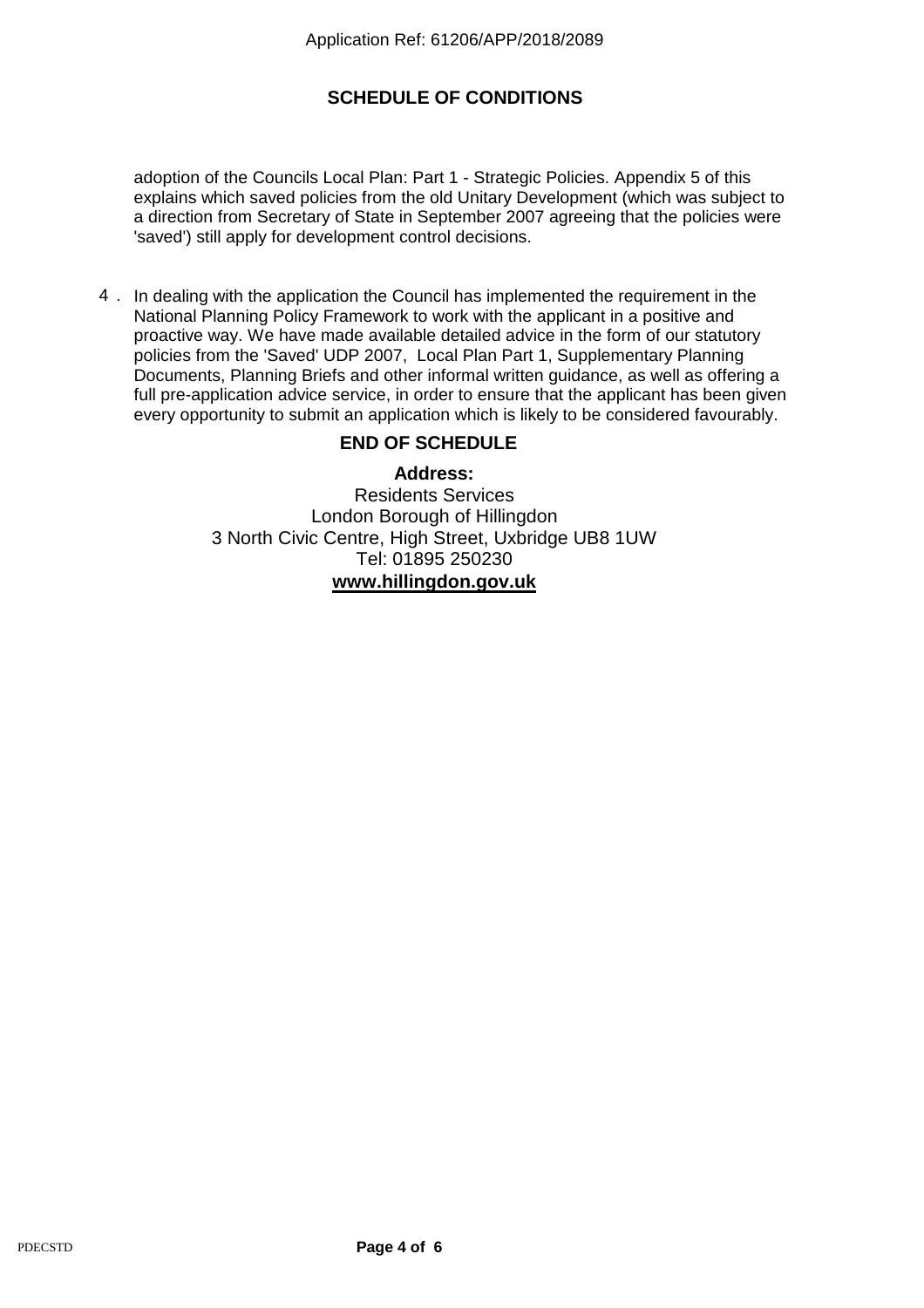## SCHEDULE OF CONDITIONS

adoption of the Councils Local Plan: Part 1 - Strategic Policies. Appendix 5 of this explains which saved policies from the old Unitary Development (which was subject to a direction from Secretary of State in September 2007 agreeing that the policies were 'saved') still apply for development control decisions.

4 . In dealing with the application the Council has implemented the requirement in the National Planning Policy Framework to work with the applicant in a positive and proactive way. We have made available detailed advice in the form of our statutory policies from the 'Saved' UDP 2007, Local Plan Part 1, Supplementary Planning Documents, Planning Briefs and other informal written guidance, as well as offering a full pre-application advice service, in order to ensure that the applicant has been given every opportunity to submit an application which is likely to be considered favourably.

**END OF SCHEDULE**

**Address:**
Residents Services
London Borough of Hillingdon
3 North Civic Centre, High Street, Uxbridge UB8 1UW
Tel: 01895 250230
**www.hillingdon.gov.uk**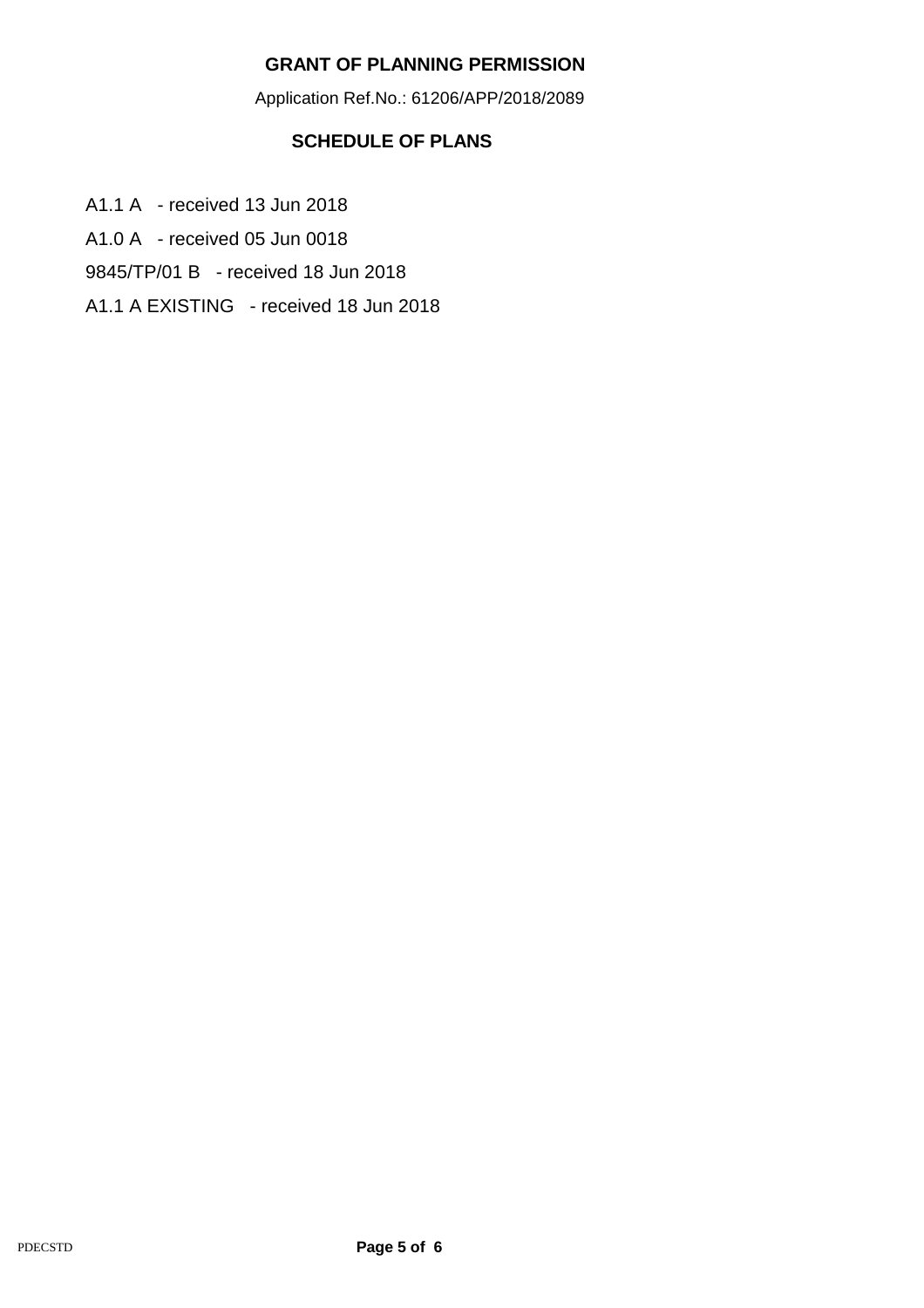## GRANT OF PLANNING PERMISSION

Application Ref.No.: 61206/APP/2018/2089

### SCHEDULE OF PLANS

A1.1 A - received 13 Jun 2018

A1.0 A - received 05 Jun 0018

9845/TP/01 B - received 18 Jun 2018

A1.1 A EXISTING - received 18 Jun 2018

PDECSTD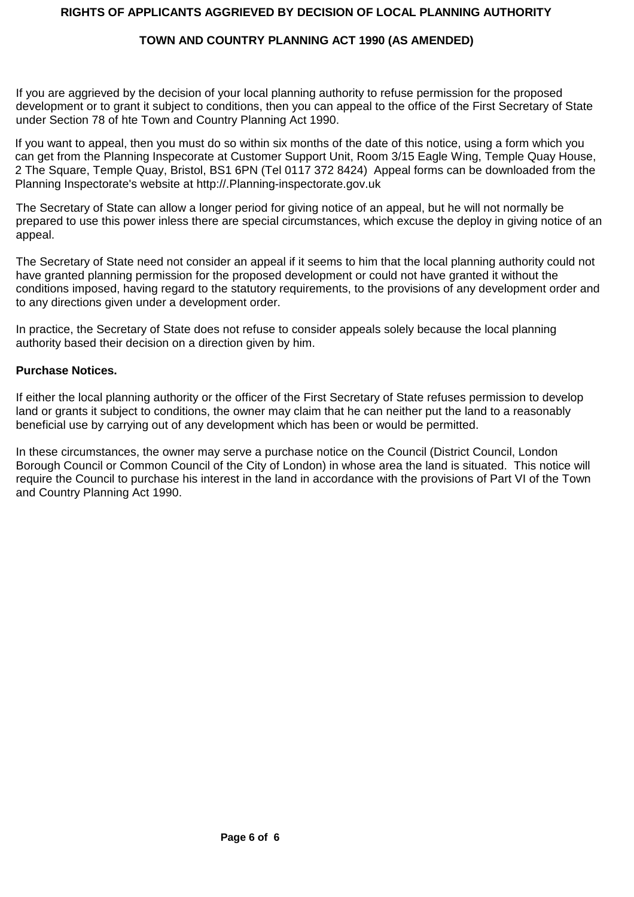**RIGHTS OF APPLICANTS AGGRIEVED BY DECISION OF LOCAL PLANNING AUTHORITY**

**TOWN AND COUNTRY PLANNING ACT 1990 (AS AMENDED)**

If you are aggrieved by the decision of your local planning authority to refuse permission for the proposed development or to grant it subject to conditions, then you can appeal to the office of the First Secretary of State under Section 78 of hte Town and Country Planning Act 1990.

If you want to appeal, then you must do so within six months of the date of this notice, using a form which you can get from the Planning Inspecorate at Customer Support Unit, Room 3/15 Eagle Wing, Temple Quay House, 2 The Square, Temple Quay, Bristol, BS1 6PN (Tel 0117 372 8424) Appeal forms can be downloaded from the Planning Inspectorate's website at http://.Planning-inspectorate.gov.uk

The Secretary of State can allow a longer period for giving notice of an appeal, but he will not normally be prepared to use this power inless there are special circumstances, which excuse the deploy in giving notice of an appeal.

The Secretary of State need not consider an appeal if it seems to him that the local planning authority could not have granted planning permission for the proposed development or could not have granted it without the conditions imposed, having regard to the statutory requirements, to the provisions of any development order and to any directions given under a development order.

In practice, the Secretary of State does not refuse to consider appeals solely because the local planning authority based their decision on a direction given by him.

**Purchase Notices.**

If either the local planning authority or the officer of the First Secretary of State refuses permission to develop land or grants it subject to conditions, the owner may claim that he can neither put the land to a reasonably beneficial use by carrying out of any development which has been or would be permitted.

In these circumstances, the owner may serve a purchase notice on the Council (District Council, London Borough Council or Common Council of the City of London) in whose area the land is situated. This notice will require the Council to purchase his interest in the land in accordance with the provisions of Part VI of the Town and Country Planning Act 1990.